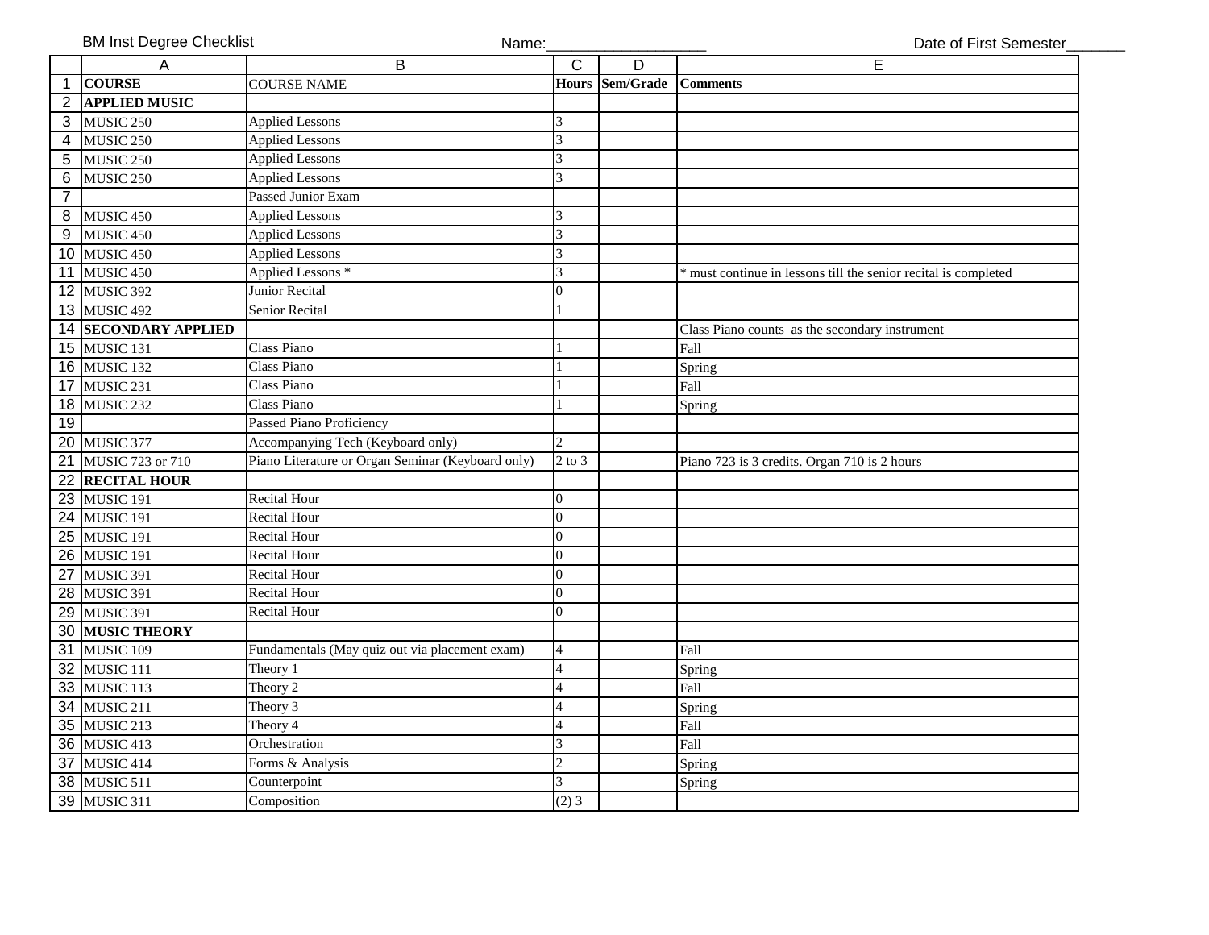BM Inst Degree Checklist Name:__________________ Date of First Semester_______

| | A | B | C | D | E |
|---|---|---|---|---|---|
| 1 | **COURSE** | COURSE NAME | **Hours** | **Sem/Grade** | **Comments** |
| 2 | **APPLIED MUSIC** | | | | |
| 3 | MUSIC 250 | Applied Lessons | 3 | | |
| 4 | MUSIC 250 | Applied Lessons | 3 | | |
| 5 | MUSIC 250 | Applied Lessons | 3 | | |
| 6 | MUSIC 250 | Applied Lessons | 3 | | |
| 7 | | Passed Junior Exam | | | |
| 8 | MUSIC 450 | Applied Lessons | 3 | | |
| 9 | MUSIC 450 | Applied Lessons | 3 | | |
| 10 | MUSIC 450 | Applied Lessons | 3 | | |
| 11 | MUSIC 450 | Applied Lessons * | 3 | | * must continue in lessons till the senior recital is completed |
| 12 | MUSIC 392 | Junior Recital | 0 | | |
| 13 | MUSIC 492 | Senior Recital | 1 | | |
| 14 | **SECONDARY APPLIED** | | | | Class Piano counts as the secondary instrument |
| 15 | MUSIC 131 | Class Piano | 1 | | Fall |
| 16 | MUSIC 132 | Class Piano | 1 | | Spring |
| 17 | MUSIC 231 | Class Piano | 1 | | Fall |
| 18 | MUSIC 232 | Class Piano | 1 | | Spring |
| 19 | | Passed Piano Proficiency | | | |
| 20 | MUSIC 377 | Accompanying Tech (Keyboard only) | 2 | | |
| 21 | MUSIC 723 or 710 | Piano Literature or Organ Seminar (Keyboard only) | 2 to 3 | | Piano 723 is 3 credits. Organ 710 is 2 hours |
| 22 | **RECITAL HOUR** | | | | |
| 23 | MUSIC 191 | Recital Hour | 0 | | |
| 24 | MUSIC 191 | Recital Hour | 0 | | |
| 25 | MUSIC 191 | Recital Hour | 0 | | |
| 26 | MUSIC 191 | Recital Hour | 0 | | |
| 27 | MUSIC 391 | Recital Hour | 0 | | |
| 28 | MUSIC 391 | Recital Hour | 0 | | |
| 29 | MUSIC 391 | Recital Hour | 0 | | |
| 30 | **MUSIC THEORY** | | | | |
| 31 | MUSIC 109 | Fundamentals (May quiz out via placement exam) | 4 | | Fall |
| 32 | MUSIC 111 | Theory 1 | 4 | | Spring |
| 33 | MUSIC 113 | Theory 2 | 4 | | Fall |
| 34 | MUSIC 211 | Theory 3 | 4 | | Spring |
| 35 | MUSIC 213 | Theory 4 | 4 | | Fall |
| 36 | MUSIC 413 | Orchestration | 3 | | Fall |
| 37 | MUSIC 414 | Forms & Analysis | 2 | | Spring |
| 38 | MUSIC 511 | Counterpoint | 3 | | Spring |
| 39 | MUSIC 311 | Composition | (2) 3 | | |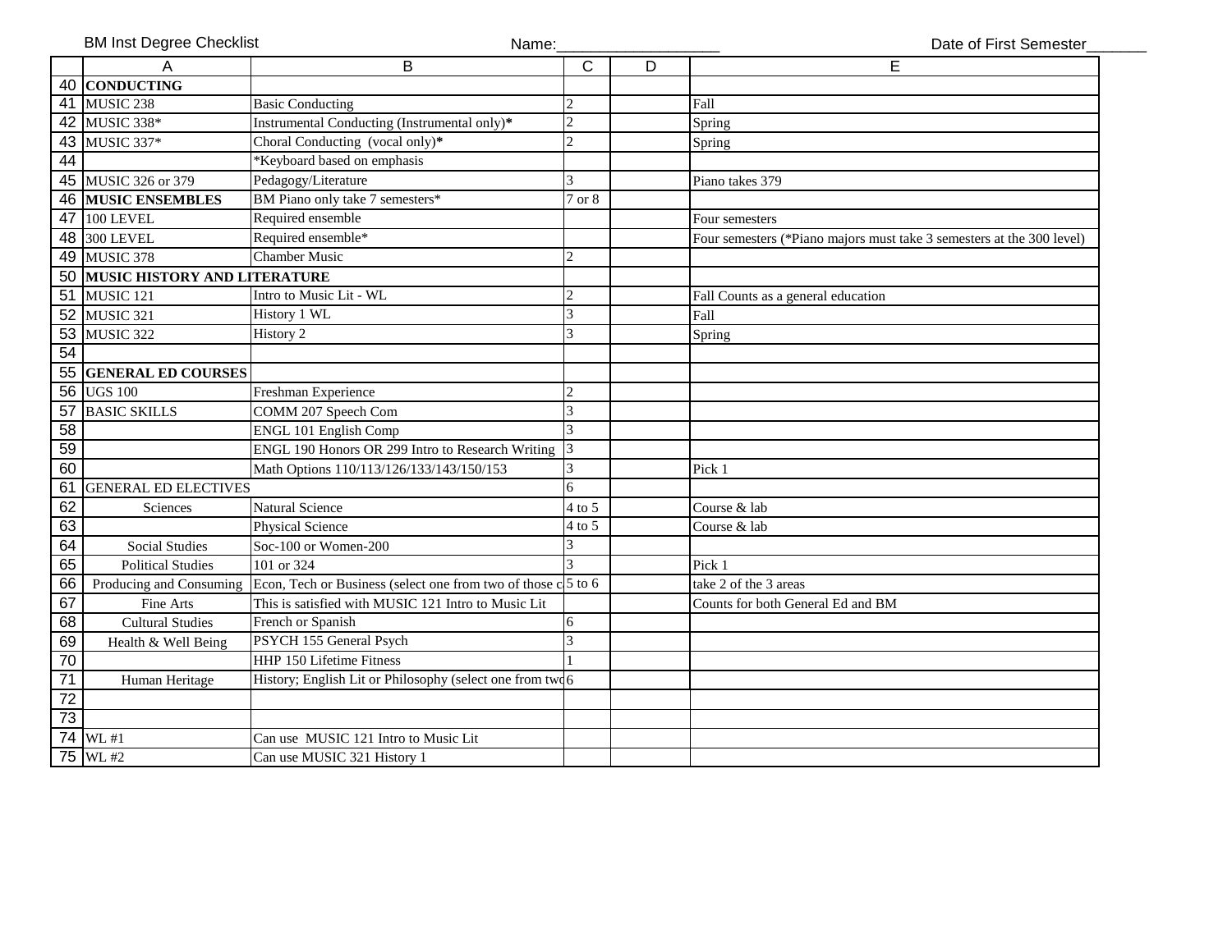BM Inst Degree Checklist Name:__________________ Date of First Semester_______

| | A | B | C | D | E |
|---|---|---|---|---|---|
| 40 | **CONDUCTING** | | | | |
| 41 | MUSIC 238 | Basic Conducting | 2 | | Fall |
| 42 | MUSIC 338* | Instrumental Conducting (Instrumental only)* | 2 | | Spring |
| 43 | MUSIC 337* | Choral Conducting (vocal only)* | 2 | | Spring |
| 44 | | *Keyboard based on emphasis | | | |
| 45 | MUSIC 326 or 379 | Pedagogy/Literature | 3 | | Piano takes 379 |
| 46 | **MUSIC ENSEMBLES** | BM Piano only take 7 semesters* | 7 or 8 | | |
| 47 | 100 LEVEL | Required ensemble | | | Four semesters |
| 48 | 300 LEVEL | Required ensemble* | | | Four semesters (*Piano majors must take 3 semesters at the 300 level) |
| 49 | MUSIC 378 | Chamber Music | 2 | | |
| 50 | **MUSIC HISTORY AND LITERATURE** | | | | |
| 51 | MUSIC 121 | Intro to Music Lit - WL | 2 | | Fall Counts as a general education |
| 52 | MUSIC 321 | History 1 WL | 3 | | Fall |
| 53 | MUSIC 322 | History 2 | 3 | | Spring |
| 54 | | | | | |
| 55 | **GENERAL ED COURSES** | | | | |
| 56 | UGS 100 | Freshman Experience | 2 | | |
| 57 | BASIC SKILLS | COMM 207 Speech Com | 3 | | |
| 58 | | ENGL 101 English Comp | 3 | | |
| 59 | | ENGL 190 Honors OR 299 Intro to Research Writing | 3 | | |
| 60 | | Math Options 110/113/126/133/143/150/153 | 3 | | Pick 1 |
| 61 | GENERAL ED ELECTIVES | | 6 | | |
| 62 | Sciences | Natural Science | 4 to 5 | | Course & lab |
| 63 | | Physical Science | 4 to 5 | | Course & lab |
| 64 | Social Studies | Soc-100 or Women-200 | 3 | | |
| 65 | Political Studies | 101 or 324 | 3 | | Pick 1 |
| 66 | Producing and Consuming | Econ, Tech or Business (select one from two of those c | 5 to 6 | | take 2 of the 3 areas |
| 67 | Fine Arts | This is satisfied with MUSIC 121 Intro to Music Lit | | | Counts for both General Ed and BM |
| 68 | Cultural Studies | French or Spanish | 6 | | |
| 69 | Health & Well Being | PSYCH 155 General Psych | 3 | | |
| 70 | | HHP 150 Lifetime Fitness | 1 | | |
| 71 | Human Heritage | History; English Lit or Philosophy (select one from two | 6 | | |
| 72 | | | | | |
| 73 | | | | | |
| 74 | WL #1 | Can use MUSIC 121 Intro to Music Lit | | | |
| 75 | WL #2 | Can use MUSIC 321 History 1 | | | |